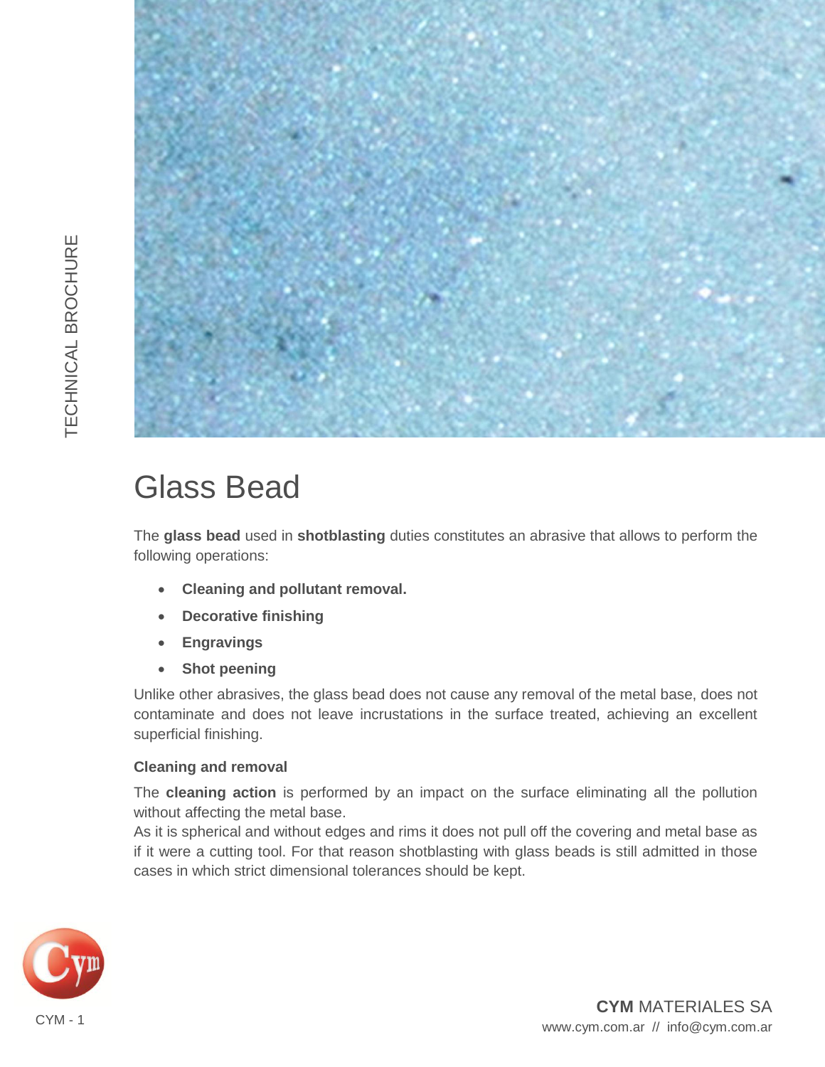# Glass Bead

The **glass bead** used in **shotblasting** duties constitutes an abrasive that allows to perform the following operations:

- **Cleaning and pollutant removal.**
- **Decorative finishing**
- **Engravings**
- **Shot peening**

Unlike other abrasives, the glass bead does not cause any removal of the metal base, does not contaminate and does not leave incrustations in the surface treated, achieving an excellent superficial finishing.

### Cleaning and removal

The **cleaning action** is performed by an impact on the surface eliminating all the pollution without affecting the metal base.
As it is spherical and without edges and rims it does not pull off the covering and metal base as if it were a cutting tool. For that reason shotblasting with glass beads is still admitted in those cases in which strict dimensional tolerances should be kept.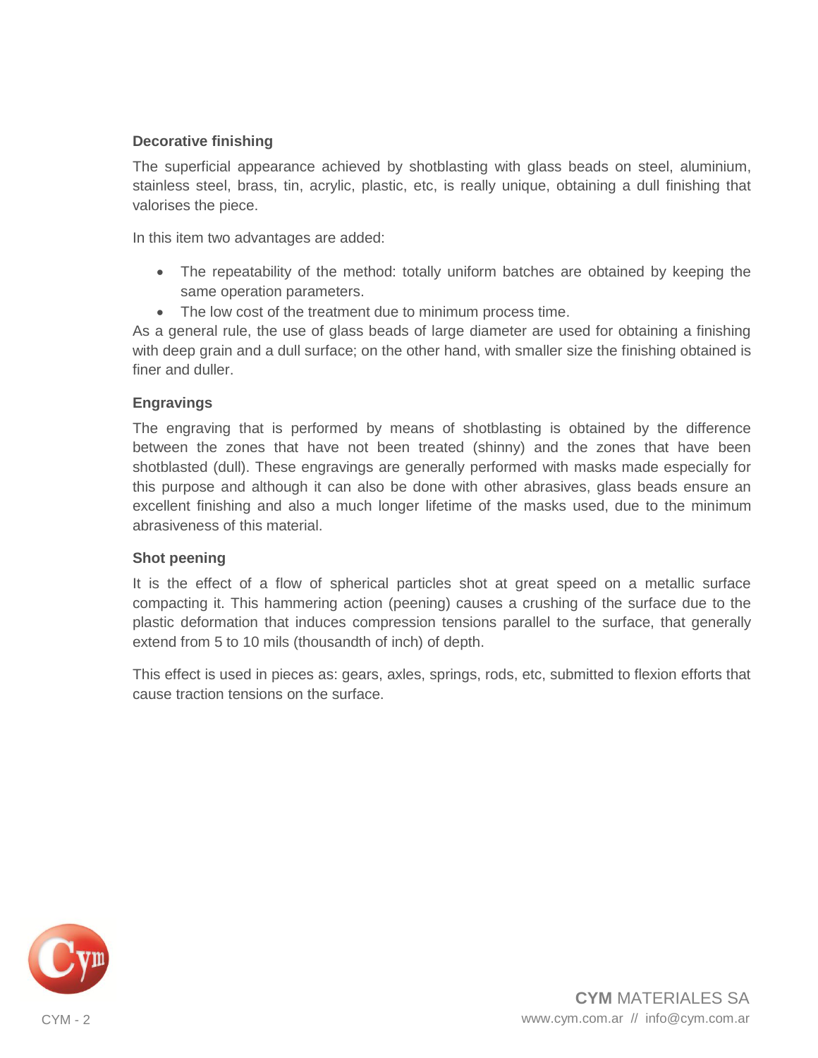### Decorative finishing

The superficial appearance achieved by shotblasting with glass beads on steel, aluminium, stainless steel, brass, tin, acrylic, plastic, etc, is really unique, obtaining a dull finishing that valorises the piece.

In this item two advantages are added:

- The repeatability of the method: totally uniform batches are obtained by keeping the same operation parameters.
- The low cost of the treatment due to minimum process time.

As a general rule, the use of glass beads of large diameter are used for obtaining a finishing with deep grain and a dull surface; on the other hand, with smaller size the finishing obtained is finer and duller.

### Engravings

The engraving that is performed by means of shotblasting is obtained by the difference between the zones that have not been treated (shinny) and the zones that have been shotblasted (dull). These engravings are generally performed with masks made especially for this purpose and although it can also be done with other abrasives, glass beads ensure an excellent finishing and also a much longer lifetime of the masks used, due to the minimum abrasiveness of this material.

### Shot peening

It is the effect of a flow of spherical particles shot at great speed on a metallic surface compacting it. This hammering action (peening) causes a crushing of the surface due to the plastic deformation that induces compression tensions parallel to the surface, that generally extend from 5 to 10 mils (thousandth of inch) of depth.

This effect is used in pieces as: gears, axles, springs, rods, etc, submitted to flexion efforts that cause traction tensions on the surface.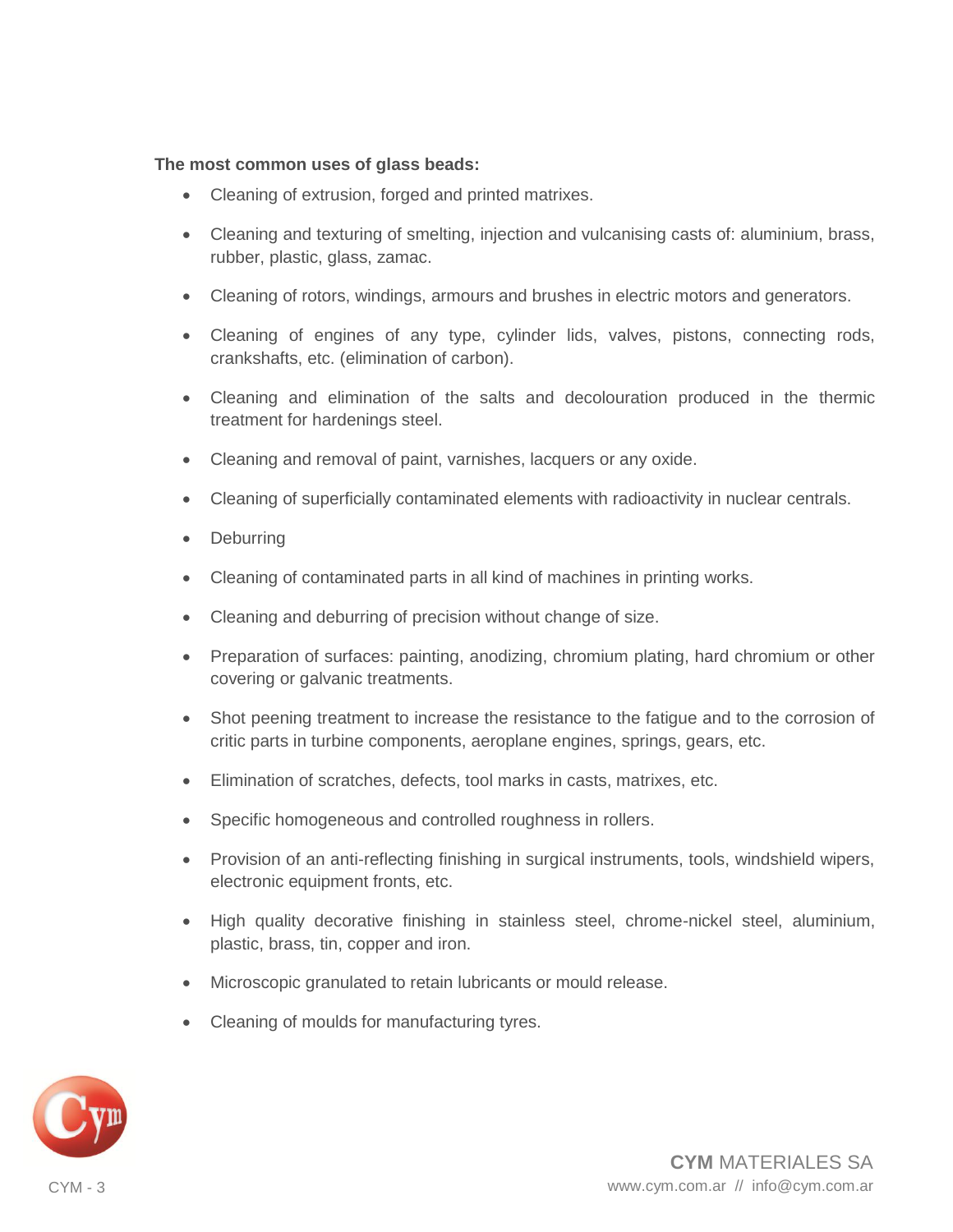**The most common uses of glass beads:**

- Cleaning of extrusion, forged and printed matrixes.
- Cleaning and texturing of smelting, injection and vulcanising casts of: aluminium, brass, rubber, plastic, glass, zamac.
- Cleaning of rotors, windings, armours and brushes in electric motors and generators.
- Cleaning of engines of any type, cylinder lids, valves, pistons, connecting rods, crankshafts, etc. (elimination of carbon).
- Cleaning and elimination of the salts and decolouration produced in the thermic treatment for hardenings steel.
- Cleaning and removal of paint, varnishes, lacquers or any oxide.
- Cleaning of superficially contaminated elements with radioactivity in nuclear centrals.
- Deburring
- Cleaning of contaminated parts in all kind of machines in printing works.
- Cleaning and deburring of precision without change of size.
- Preparation of surfaces: painting, anodizing, chromium plating, hard chromium or other covering or galvanic treatments.
- Shot peening treatment to increase the resistance to the fatigue and to the corrosion of critic parts in turbine components, aeroplane engines, springs, gears, etc.
- Elimination of scratches, defects, tool marks in casts, matrixes, etc.
- Specific homogeneous and controlled roughness in rollers.
- Provision of an anti-reflecting finishing in surgical instruments, tools, windshield wipers, electronic equipment fronts, etc.
- High quality decorative finishing in stainless steel, chrome-nickel steel, aluminium, plastic, brass, tin, copper and iron.
- Microscopic granulated to retain lubricants or mould release.
- Cleaning of moulds for manufacturing tyres.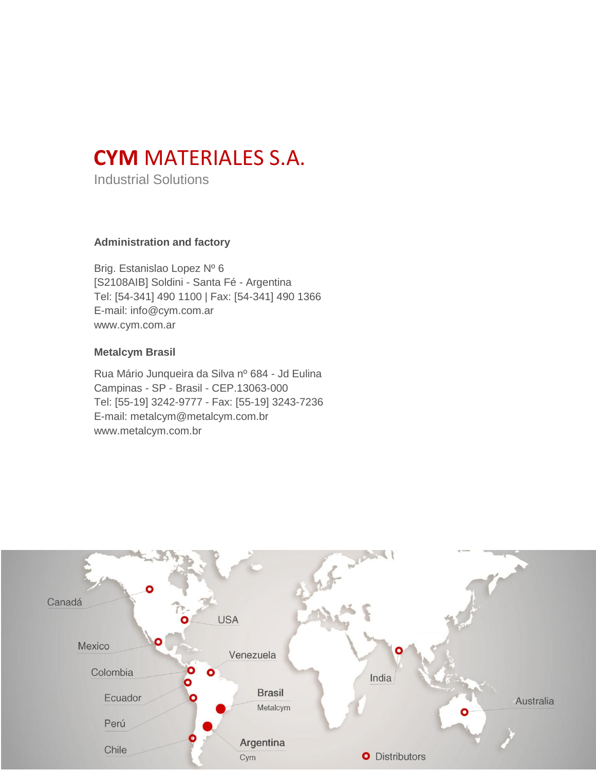# CYM MATERIALES S.A.

Industrial Solutions

**Administration and factory**

Brig. Estanislao Lopez Nº 6
[S2108AIB] Soldini - Santa Fé - Argentina
Tel: [54-341] 490 1100 | Fax: [54-341] 490 1366
E-mail: info@cym.com.ar
www.cym.com.ar

**Metalcym Brasil**

Rua Mário Junqueira da Silva nº 684 - Jd Eulina
Campinas - SP - Brasil - CEP.13063-000
Tel: [55-19] 3242-9777 - Fax: [55-19] 3243-7236
E-mail: metalcym@metalcym.com.br
www.metalcym.com.br

Canadá

USA

Mexico

Venezuela

Colombia

Ecuador

Perú

Chile

Brasil
Metalcym

Argentina
Cym

India

Australia

Distributors